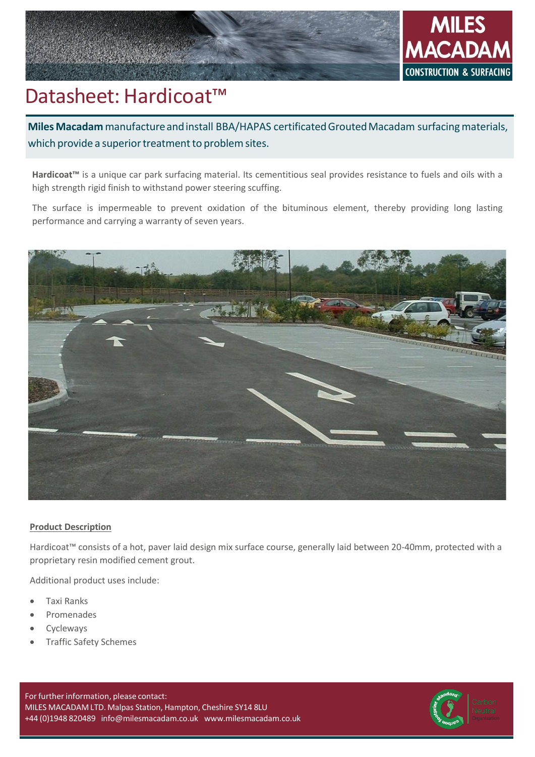# Datasheet: Hardicoat™

**Miles Macadam** manufacture and install BBA/HAPAS certificated Grouted Macadam surfacing materials, which provide a superior treatment to problem sites.

**Hardicoat™** is a unique car park surfacing material. Its cementitious seal provides resistance to fuels and oils with a high strength rigid finish to withstand power steering scuffing.

The surface is impermeable to prevent oxidation of the bituminous element, thereby providing long lasting performance and carrying a warranty of seven years.

## Product Description

Hardicoat™ consists of a hot, paver laid design mix surface course, generally laid between 20-40mm, protected with a proprietary resin modified cement grout.

Additional product uses include:

- Taxi Ranks
- Promenades
- Cycleways
- Traffic Safety Schemes

For further information, please contact:
MILES MACADAM LTD. Malpas Station, Hampton, Cheshire SY14 8LU
+44 (0)1948 820489 info@milesmacadam.co.uk www.milesmacadam.co.uk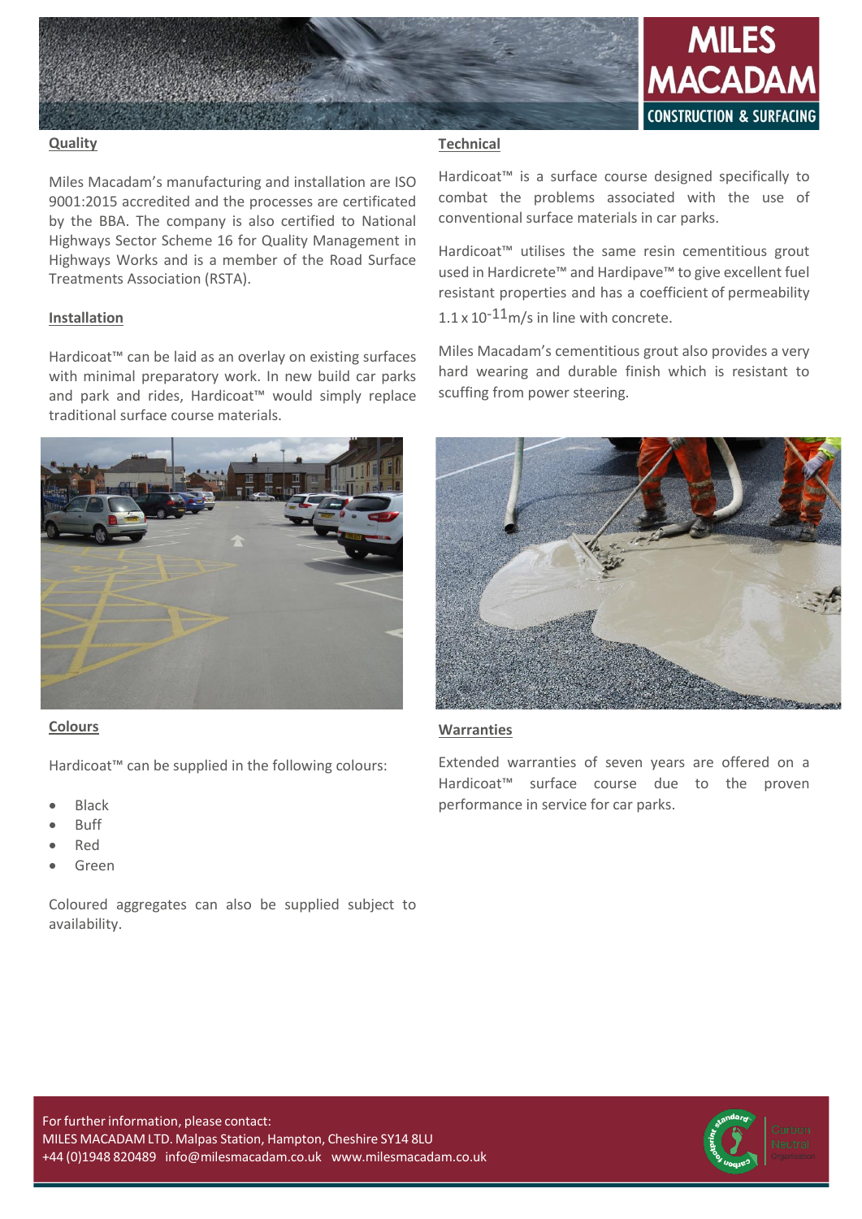## Quality

Miles Macadam's manufacturing and installation are ISO 9001:2015 accredited and the processes are certificated by the BBA. The company is also certified to National Highways Sector Scheme 16 for Quality Management in Highways Works and is a member of the Road Surface Treatments Association (RSTA).

## Installation

Hardicoat™ can be laid as an overlay on existing surfaces with minimal preparatory work. In new build car parks and park and rides, Hardicoat™ would simply replace traditional surface course materials.

## Technical

Hardicoat™ is a surface course designed specifically to combat the problems associated with the use of conventional surface materials in car parks.

Hardicoat™ utilises the same resin cementitious grout used in Hardicrete™ and Hardipave™ to give excellent fuel resistant properties and has a coefficient of permeability $1.1 \times 10^{-11}$ m/s in line with concrete.

Miles Macadam's cementitious grout also provides a very hard wearing and durable finish which is resistant to scuffing from power steering.

## Colours

Hardicoat™ can be supplied in the following colours:

- Black
- Buff
- Red
- Green

Coloured aggregates can also be supplied subject to availability.

## Warranties

Extended warranties of seven years are offered on a Hardicoat™ surface course due to the proven performance in service for car parks.

For further information, please contact:
MILES MACADAM LTD. Malpas Station, Hampton, Cheshire SY14 8LU
+44 (0)1948 820489 info@milesmacadam.co.uk www.milesmacadam.co.uk